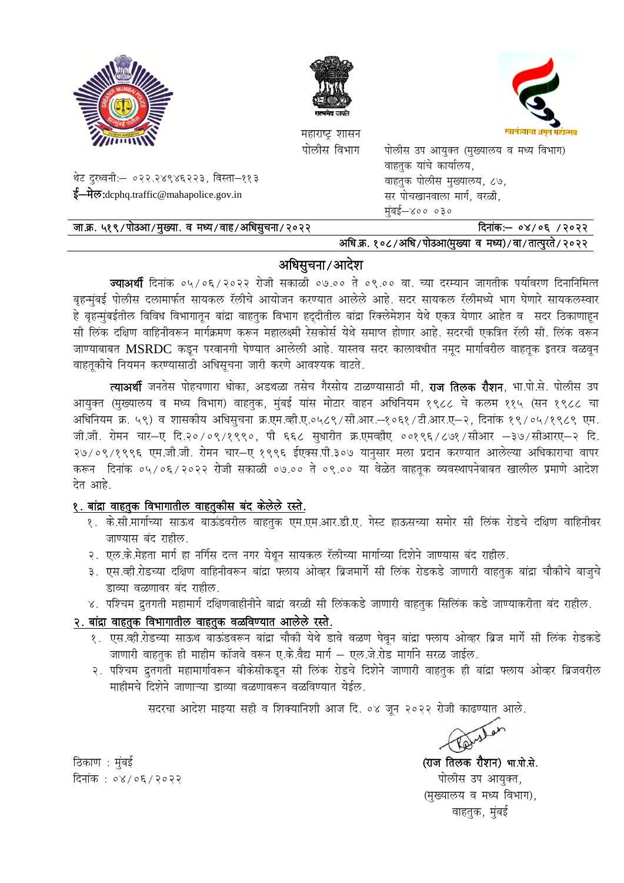महाराष्ट्र शासन
पोलीस विभाग

पोलीस उप आयुक्त (मुख्यालय व मध्य विभाग)
वाहतुक यांचे कार्यालय,
वाहतुक पोलीस मुख्यालय, ८७,
सर पोचखानवाला मार्ग, वरळी,
मुंबई–४०० ०३०

थेट दुरध्वनी:– ०२२.२४९४६२२३, विस्ता–११३
**ई–मेल**:dcphq.traffic@mahapolice.gov.in

जा.क्र. ५१९/पोउआ/मुख्या. व मध्य/वाह/अधिसुचना/२०२२ दिनांक:– ०४/०६ /२०२२

अधि.क्र. १०८/अधि/पोउआ(मुख्या व मध्य)/वा/तात्पुरते/२०२२

# अधिसुचना/आदेश

**ज्याअर्थी** दिनांक ०५/०६/२०२२ रोजी सकाळी ०७.०० ते ०९.०० वा. च्या दरम्यान जागतीक पर्यावरण दिनानिमित्त बृहन्मुंबई पोलीस दलामार्फत सायकल रॅलीचे आयोजन करण्यात आलेले आहे. सदर सायकल रॅलीमध्ये भाग घेणारे सायकलस्वार हे बृहन्मुंबईतील विविध विभागातून बांद्रा वाहतुक विभाग हद्दीतील बांद्रा रिक्लेमेशन येथे एकत्र येणार आहेत व सदर ठिकाणाहून सी लिंक दक्षिण वाहिनीवरून मार्गक्रमण करून महालक्ष्मी रेसकोर्स येथे समाप्त होणार आहे. सदरची एकत्रित रॅली सी. लिंक वरून जाण्याबाबत MSRDC कडून परवानगी घेण्यात आलेली आहे. यास्तव सदर कालावधीत नमूद मार्गावरील वाहतूक इतरत्र वळवून वाहतूकीचे नियमन करण्यासाठी अधिसूचना जारी करणे आवश्यक वाटते.

**त्याअर्थी** जनतेस पोहचणारा धोका, अडथळा तसेच गैरसोय टाळण्यासाठी मी, **राज तिलक रौशन**, भा.पो.से. पोलीस उप आयुक्त (मुख्यालय व मध्य विभाग) वाहतुक, मुंबई यांस मोटार वाहन अधिनियम १९८८ चे कलम ११५ (सन १९८८ चा अधिनियम क्र. ५९) व शासकीय अधिसुचना क्र.एम.व्ही.ए.०५८९/सी.आर.–१०६१/टी.आर.ए–२, दिनांक १९/०५/१९८९ एम. जी.जी. रोमन चार–ए दि.२०/०९/१९९०, पी ६६८ सुधारीत क्र.एमव्हीए ००९६/८७९/सीआर –३७/सीआरए–२ दि. २७/०९/१९९६ एम.जी.जी. रोमन चार–ए १९९६ ईएक्स.पी.३०७ यानुसार मला प्रदान करण्यात आलेल्या अधिकाराचा वापर करून दिनांक ०५/०६/२०२२ रोजी सकाळी ०७.०० ते ०९.०० या वेळेत वाहतूक व्यवस्थापनेबाबत खालील प्रमाणे आदेश देत आहे.

## १. बांद्रा वाहतुक विभागातील वाहतुकीस बंद केलेले रस्ते.

१. के.सी.मार्गाच्या साऊथ बाऊंडवरील वाहतुक एम.एम.आर.डी.ए. गेस्ट हाऊसच्या समोर सी लिंक रोडचे दक्षिण वाहिनीवर जाण्यास बंद राहील.

२. एल.के.मेहता मार्ग हा नर्गिस दत्त नगर येथून सायकल रॅलीच्या मार्गाच्या दिशेने जाण्यास बंद राहील.

३. एस.व्ही.रोडच्या दक्षिण वाहिनीवरून बांद्रा फ्लाय ओव्हर ब्रिजमार्गे सी लिंक रोडकडे जाणारी वाहतुक बांद्रा चौकीचे बाजुचे डाव्या वळणावर बंद राहील.

४. पश्चिम द्रुतगती महामार्ग दक्षिणवाहीनीने बांद्रा वरळी सी लिंककडे जाणारी वाहतुक सिलिंक कडे जाण्याकरीता बंद राहील.

## २. बांद्रा वाहतुक विभागातील वाहतुक वळविण्यात आलेले रस्ते.

१. एस.व्ही.रोडच्या साऊथ बाऊंडवरून बांद्रा चौकी येथे डावे वळण घेवून बांद्रा फ्लाय ओव्हर ब्रिज मार्गे सी लिंक रोडकडे जाणारी वाहतुक ही माहीम कॉजवे वरून ए.के.वैद्य मार्ग – एल.जे.रोड मार्गाने सरळ जाईल.

२. पश्चिम द्रुतगती महामार्गावरून बीकेसीकडून सी लिंक रोडचे दिशेने जाणारी वाहतुक ही बांद्रा फ्लाय ओव्हर ब्रिजवरील माहीमचे दिशेने जाणाऱ्या डाव्या वळणावरून वळविण्यात येईल.

सदरचा आदेश माझ्या सही व शिक्यानिशी आज दि. ०४ जून २०२२ रोजी काढण्यात आले.

ठिकाण : मुंबई
दिनांक : ०४/०६/२०२२

**(राज तिलक रौशन)** भा.पो.से.
पोलीस उप आयुक्त,
(मुख्यालय व मध्य विभाग),
वाहतुक, मुंबई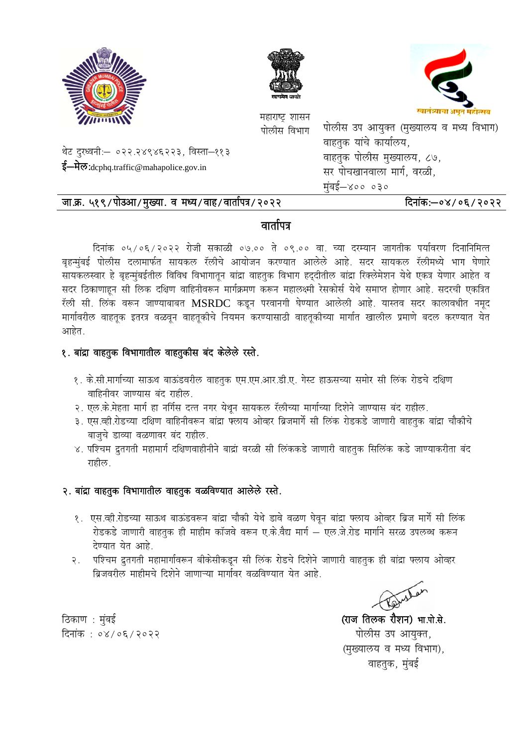महाराष्ट्र शासन
पोलीस विभाग

स्वातंत्र्याचा अमृत महोत्सव

थेट दुरध्वनी:– ०२२.२४९४६२२३, विस्ता–११३
**ई–मेल**:dcphq.traffic@mahapolice.gov.in

पोलीस उप आयुक्त (मुख्यालय व मध्य विभाग)
वाहतुक यांचे कार्यालय,
वाहतुक पोलीस मुख्यालय, ८७,
सर पोचखानवाला मार्ग, वरळी,
मुंबई–४०० ०३०

जा.क्र. ५१९/पोउआ/मुख्या. व मध्य/वाह/वार्तापत्र/२०२२ | दिनांक:–०४/०६/२०२२

## वार्तापत्र

दिनांक ०५/०६/२०२२ रोजी सकाळी ०७.०० ते ०९.०० वा. च्या दरम्यान जागतीक पर्यावरण दिनानिमित्त बृहन्मुंबई पोलीस दलामार्फत सायकल रॅलीचे आयोजन करण्यात आलेले आहे. सदर सायकल रॅलीमध्ये भाग घेणारे सायकलस्वार हे बृहन्मुंबईतील विविध विभागातून बांद्रा वाहतुक विभाग हद्दीतील बांद्रा रिक्लेमेशन येथे एकत्र येणार आहेत व सदर ठिकाणाहून सी लिंक दक्षिण वाहिनीवरून मार्गक्रमण करून महालक्ष्मी रेसकोर्स येथे समाप्त होणार आहे. सदरची एकत्रित रॅली सी. लिंक वरून जाण्याबाबत MSRDC कडून परवानगी घेण्यात आलेली आहे. यास्तव सदर कालावधीत नमूद मार्गावरील वाहतूक इतरत्र वळवून वाहतूकीचे नियमन करण्यासाठी वाहतूकीच्या मार्गात खालील प्रमाणे बदल करण्यात येत आहेत.

### १. बांद्रा वाहतुक विभागातील वाहतुकीस बंद केलेले रस्ते.

१. के.सी.मार्गाच्या साऊथ बाऊंडवरील वाहतुक एम.एम.आर.डी.ए. गेस्ट हाऊसच्या समोर सी लिंक रोडचे दक्षिण वाहिनीवर जाण्यास बंद राहील.
२. एल.के.मेहता मार्ग हा नर्गिस दत्त नगर येथून सायकल रॅलीच्या मार्गाच्या दिशेने जाण्यास बंद राहील.
३. एस.व्ही.रोडच्या दक्षिण वाहिनीवरून बांद्रा फ्लाय ओव्हर ब्रिजमार्गे सी लिंक रोडकडे जाणारी वाहतुक बांद्रा चौकीचे बाजुचे डाव्या वळणावर बंद राहील.
४. पश्चिम द्रुतगती महामार्ग दक्षिणवाहीनीने बाद्रां वरळी सी लिंककडे जाणारी वाहतुक सिलिंक कडे जाण्याकरीता बंद राहील.

### २. बांद्रा वाहतुक विभागातील वाहतुक वळविण्यात आलेले रस्ते.

१. एस.व्ही.रोडच्या साऊथ बाऊंडवरून बांद्रा चौकी येथे डावे वळण घेवून बांद्रा फ्लाय ओव्हर ब्रिज मार्गे सी लिंक रोडकडे जाणारी वाहतुक ही माहीम कॉजवे वरून ए.के.वैद्य मार्ग – एल.जे.रोड मार्गाने सरळ उपलब्ध करून देण्यात येत आहे.
२. पश्चिम द्रुतगती महामार्गावरून बीकेसीकडून सी लिंक रोडचे दिशेने जाणारी वाहतुक ही बांद्रा फ्लाय ओव्हर ब्रिजवरील माहीमचे दिशेने जाणाऱ्या मार्गावर वळविण्यात येत आहे.

ठिकाण : मुंबई
दिनांक : ०४/०६/२०२२

**(राज तिलक रौशन) भा.पो.से.**
पोलीस उप आयुक्त,
(मुख्यालय व मध्य विभाग),
वाहतुक, मुंबई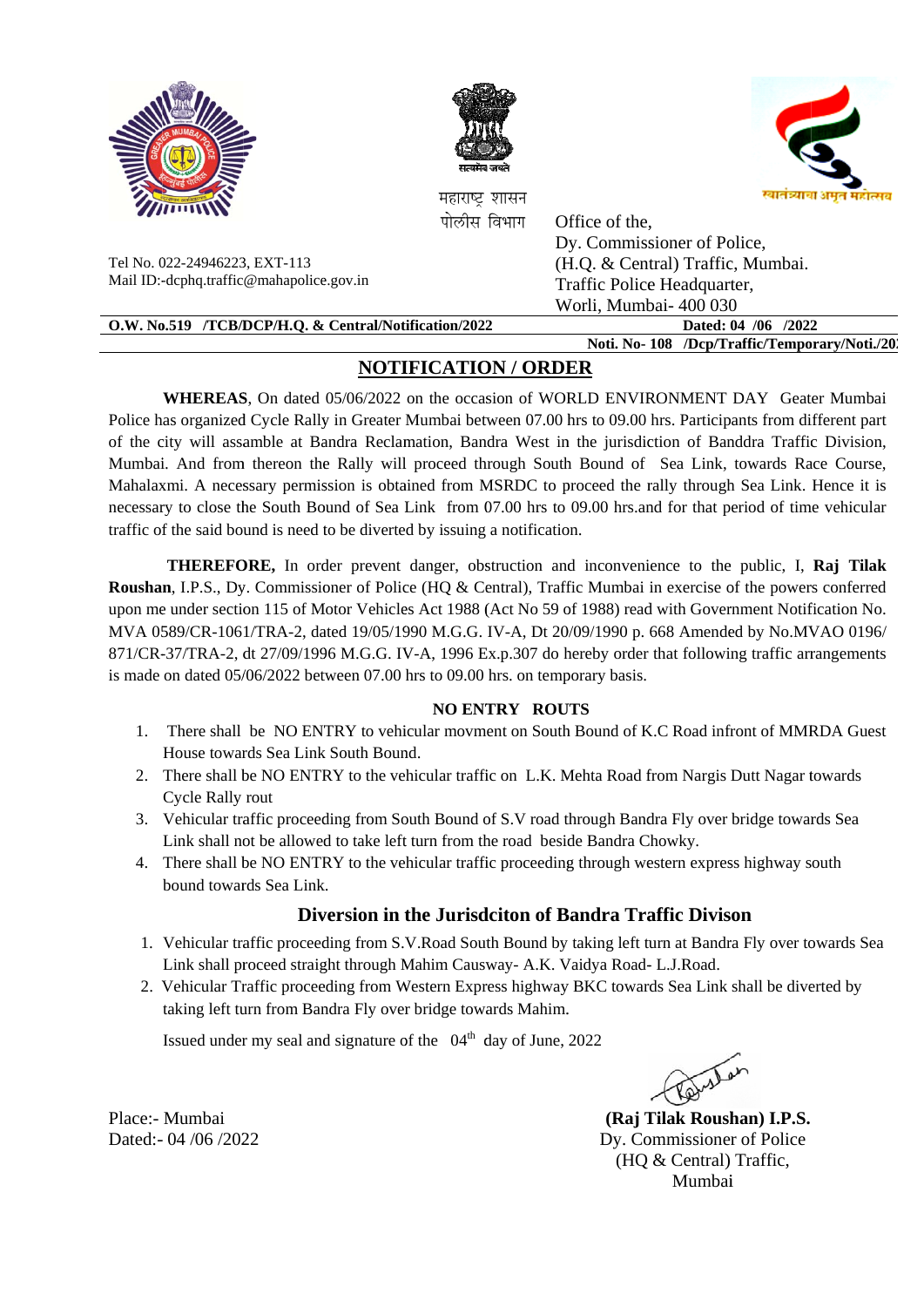महाराष्ट्र शासन
पोलीस विभाग

स्वातंत्र्याचा अमृत महोत्सव

Tel No. 022-24946223, EXT-113
Mail ID:-dcphq.traffic@mahapolice.gov.in

Office of the,
Dy. Commissioner of Police,
(H.Q. & Central) Traffic, Mumbai.
Traffic Police Headquarter,
Worli, Mumbai- 400 030

**O.W. No.519 /TCB/DCP/H.Q. & Central/Notification/2022** **Dated: 04 /06 /2022**

**Noti. No- 108 /Dcp/Traffic/Temporary/Noti./20**

## NOTIFICATION / ORDER

**WHEREAS**, On dated 05/06/2022 on the occasion of WORLD ENVIRONMENT DAY Geater Mumbai Police has organized Cycle Rally in Greater Mumbai between 07.00 hrs to 09.00 hrs. Participants from different part of the city will assamble at Bandra Reclamation, Bandra West in the jurisdiction of Banddra Traffic Division, Mumbai. And from thereon the Rally will proceed through South Bound of Sea Link, towards Race Course, Mahalaxmi. A necessary permission is obtained from MSRDC to proceed the rally through Sea Link. Hence it is necessary to close the South Bound of Sea Link from 07.00 hrs to 09.00 hrs.and for that period of time vehicular traffic of the said bound is need to be diverted by issuing a notification.

**THEREFORE,** In order prevent danger, obstruction and inconvenience to the public, I, **Raj Tilak Roushan**, I.P.S., Dy. Commissioner of Police (HQ & Central), Traffic Mumbai in exercise of the powers conferred upon me under section 115 of Motor Vehicles Act 1988 (Act No 59 of 1988) read with Government Notification No. MVA 0589/CR-1061/TRA-2, dated 19/05/1990 M.G.G. IV-A, Dt 20/09/1990 p. 668 Amended by No.MVAO 0196/ 871/CR-37/TRA-2, dt 27/09/1996 M.G.G. IV-A, 1996 Ex.p.307 do hereby order that following traffic arrangements is made on dated 05/06/2022 between 07.00 hrs to 09.00 hrs. on temporary basis.

### NO ENTRY ROUTS

1. There shall be NO ENTRY to vehicular movment on South Bound of K.C Road infront of MMRDA Guest House towards Sea Link South Bound.
2. There shall be NO ENTRY to the vehicular traffic on L.K. Mehta Road from Nargis Dutt Nagar towards Cycle Rally rout
3. Vehicular traffic proceeding from South Bound of S.V road through Bandra Fly over bridge towards Sea Link shall not be allowed to take left turn from the road beside Bandra Chowky.
4. There shall be NO ENTRY to the vehicular traffic proceeding through western express highway south bound towards Sea Link.

### Diversion in the Jurisdciton of Bandra Traffic Divison

1. Vehicular traffic proceeding from S.V.Road South Bound by taking left turn at Bandra Fly over towards Sea Link shall proceed straight through Mahim Causway- A.K. Vaidya Road- L.J.Road.
2. Vehicular Traffic proceeding from Western Express highway BKC towards Sea Link shall be diverted by taking left turn from Bandra Fly over bridge towards Mahim.

Issued under my seal and signature of the 04th day of June, 2022

Place:- Mumbai
Dated:- 04 /06 /2022

**(Raj Tilak Roushan) I.P.S.**
Dy. Commissioner of Police
(HQ & Central) Traffic,
Mumbai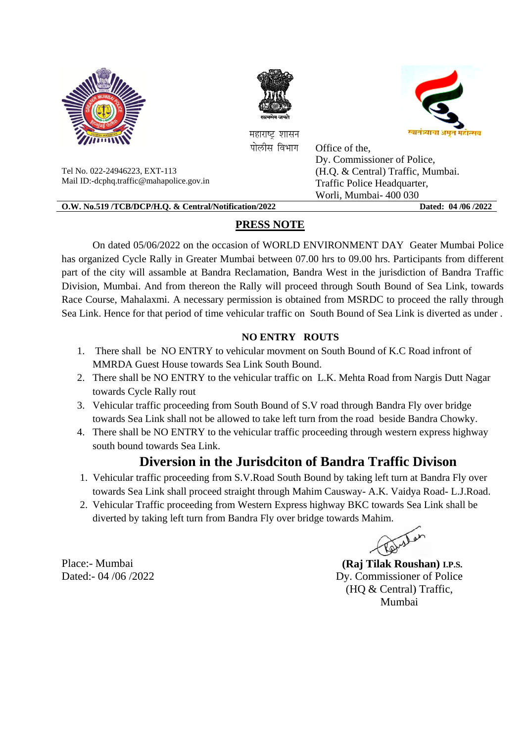महाराष्ट्र शासन
पोलीस विभाग

स्वातंत्र्याचा अमृत महोत्सव

Tel No. 022-24946223, EXT-113
Mail ID:-dcphq.traffic@mahapolice.gov.in

Office of the,
Dy. Commissioner of Police,
(H.Q. & Central) Traffic, Mumbai.
Traffic Police Headquarter,
Worli, Mumbai- 400 030

**O.W. No.519 /TCB/DCP/H.Q. & Central/Notification/2022** **Dated: 04 /06 /2022**

## PRESS NOTE

On dated 05/06/2022 on the occasion of WORLD ENVIRONMENT DAY Geater Mumbai Police has organized Cycle Rally in Greater Mumbai between 07.00 hrs to 09.00 hrs. Participants from different part of the city will assamble at Bandra Reclamation, Bandra West in the jurisdiction of Bandra Traffic Division, Mumbai. And from thereon the Rally will proceed through South Bound of Sea Link, towards Race Course, Mahalaxmi. A necessary permission is obtained from MSRDC to proceed the rally through Sea Link. Hence for that period of time vehicular traffic on South Bound of Sea Link is diverted as under .

### NO ENTRY ROUTS

1. There shall be NO ENTRY to vehicular movment on South Bound of K.C Road infront of MMRDA Guest House towards Sea Link South Bound.
2. There shall be NO ENTRY to the vehicular traffic on L.K. Mehta Road from Nargis Dutt Nagar towards Cycle Rally rout
3. Vehicular traffic proceeding from South Bound of S.V road through Bandra Fly over bridge towards Sea Link shall not be allowed to take left turn from the road beside Bandra Chowky.
4. There shall be NO ENTRY to the vehicular traffic proceeding through western express highway south bound towards Sea Link.

## Diversion in the Jurisdciton of Bandra Traffic Divison

1. Vehicular traffic proceeding from S.V.Road South Bound by taking left turn at Bandra Fly over towards Sea Link shall proceed straight through Mahim Causway- A.K. Vaidya Road- L.J.Road.
2. Vehicular Traffic proceeding from Western Express highway BKC towards Sea Link shall be diverted by taking left turn from Bandra Fly over bridge towards Mahim.

Place:- Mumbai
Dated:- 04 /06 /2022

**(Raj Tilak Roushan)** **I.P.S.**
Dy. Commissioner of Police
(HQ & Central) Traffic,
Mumbai